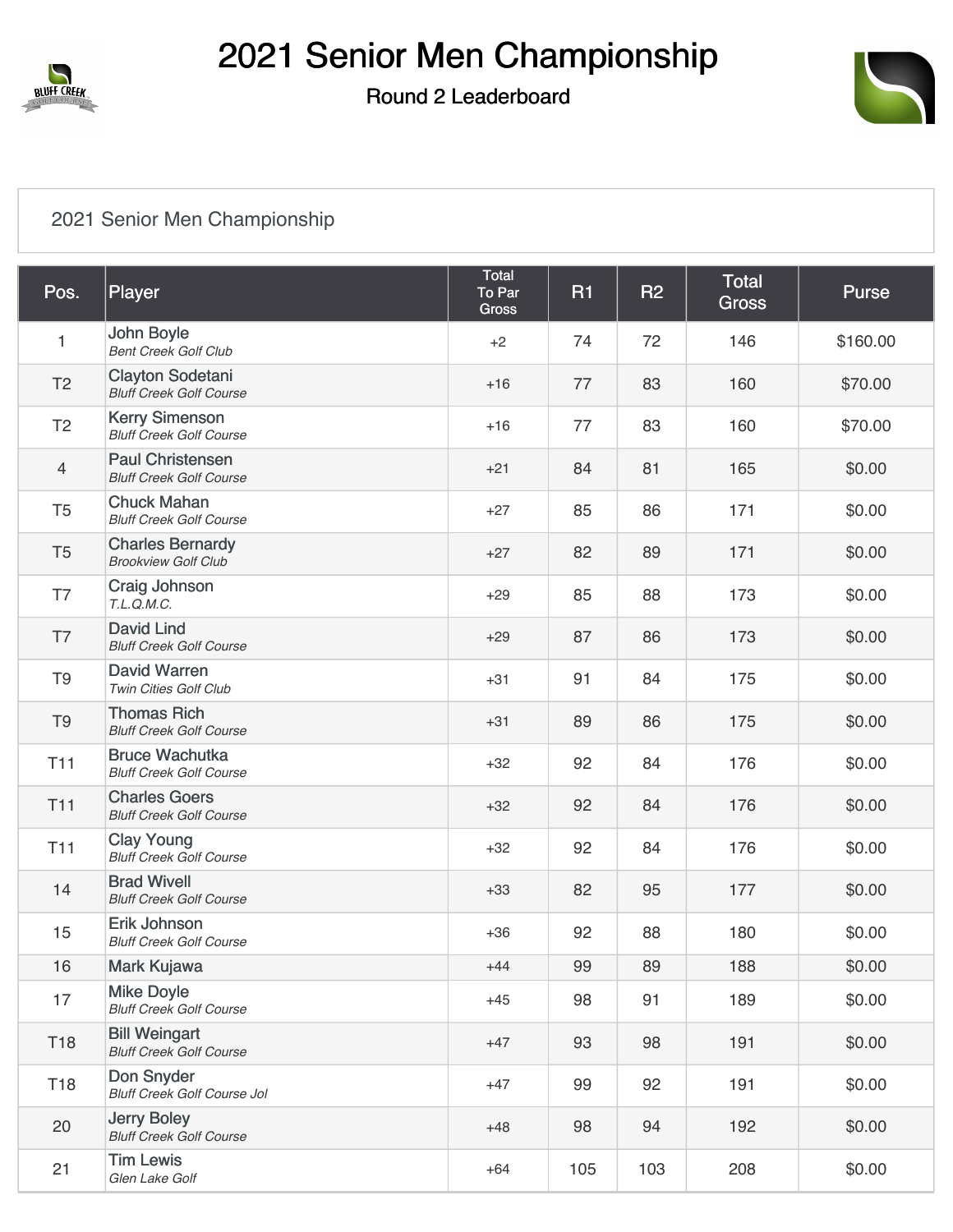# 2021 Senior Men Championship

## Round 2 Leaderboard

2021 Senior Men Championship

| Pos. | Player | Total To Par Gross | R1 | R2 | Total Gross | Purse |
|---|---|---|---|---|---|---|
| 1 | John Boyle<br>*Bent Creek Golf Club* | +2 | 74 | 72 | 146 | $160.00 |
| T2 | Clayton Sodetani<br>*Bluff Creek Golf Course* | +16 | 77 | 83 | 160 | $70.00 |
| T2 | Kerry Simenson<br>*Bluff Creek Golf Course* | +16 | 77 | 83 | 160 | $70.00 |
| 4 | Paul Christensen<br>*Bluff Creek Golf Course* | +21 | 84 | 81 | 165 | $0.00 |
| T5 | Chuck Mahan<br>*Bluff Creek Golf Course* | +27 | 85 | 86 | 171 | $0.00 |
| T5 | Charles Bernardy<br>*Brookview Golf Club* | +27 | 82 | 89 | 171 | $0.00 |
| T7 | Craig Johnson<br>*T.L.Q.M.C.* | +29 | 85 | 88 | 173 | $0.00 |
| T7 | David Lind<br>*Bluff Creek Golf Course* | +29 | 87 | 86 | 173 | $0.00 |
| T9 | David Warren<br>*Twin Cities Golf Club* | +31 | 91 | 84 | 175 | $0.00 |
| T9 | Thomas Rich<br>*Bluff Creek Golf Course* | +31 | 89 | 86 | 175 | $0.00 |
| T11 | Bruce Wachutka<br>*Bluff Creek Golf Course* | +32 | 92 | 84 | 176 | $0.00 |
| T11 | Charles Goers<br>*Bluff Creek Golf Course* | +32 | 92 | 84 | 176 | $0.00 |
| T11 | Clay Young<br>*Bluff Creek Golf Course* | +32 | 92 | 84 | 176 | $0.00 |
| 14 | Brad Wivell<br>*Bluff Creek Golf Course* | +33 | 82 | 95 | 177 | $0.00 |
| 15 | Erik Johnson<br>*Bluff Creek Golf Course* | +36 | 92 | 88 | 180 | $0.00 |
| 16 | Mark Kujawa | +44 | 99 | 89 | 188 | $0.00 |
| 17 | Mike Doyle<br>*Bluff Creek Golf Course* | +45 | 98 | 91 | 189 | $0.00 |
| T18 | Bill Weingart<br>*Bluff Creek Golf Course* | +47 | 93 | 98 | 191 | $0.00 |
| T18 | Don Snyder<br>*Bluff Creek Golf Course Jol* | +47 | 99 | 92 | 191 | $0.00 |
| 20 | Jerry Boley<br>*Bluff Creek Golf Course* | +48 | 98 | 94 | 192 | $0.00 |
| 21 | Tim Lewis<br>*Glen Lake Golf* | +64 | 105 | 103 | 208 | $0.00 |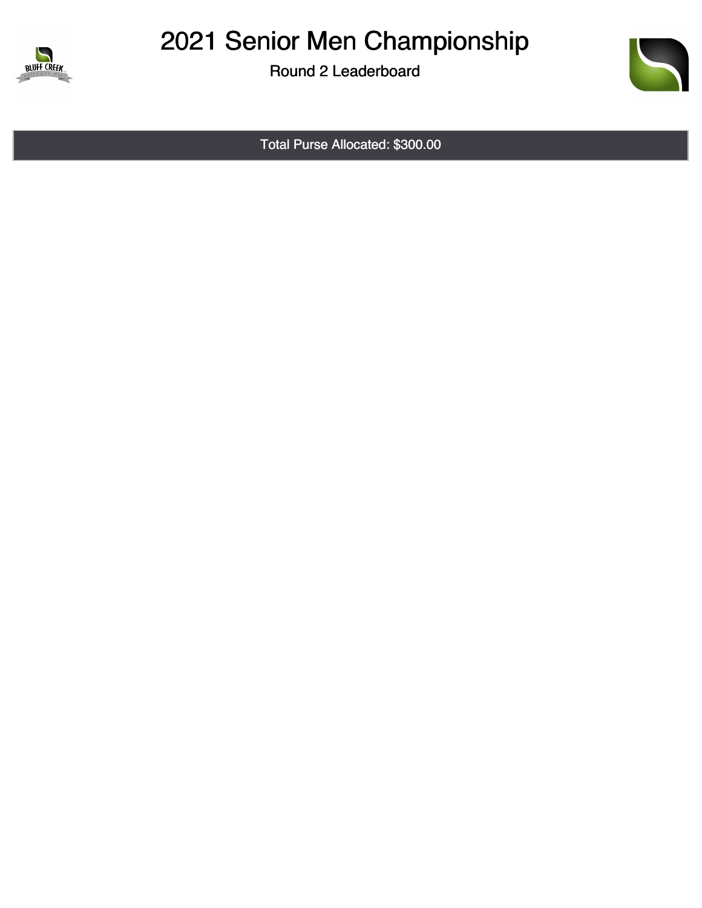# 2021 Senior Men Championship

Round 2 Leaderboard

Total Purse Allocated: $300.00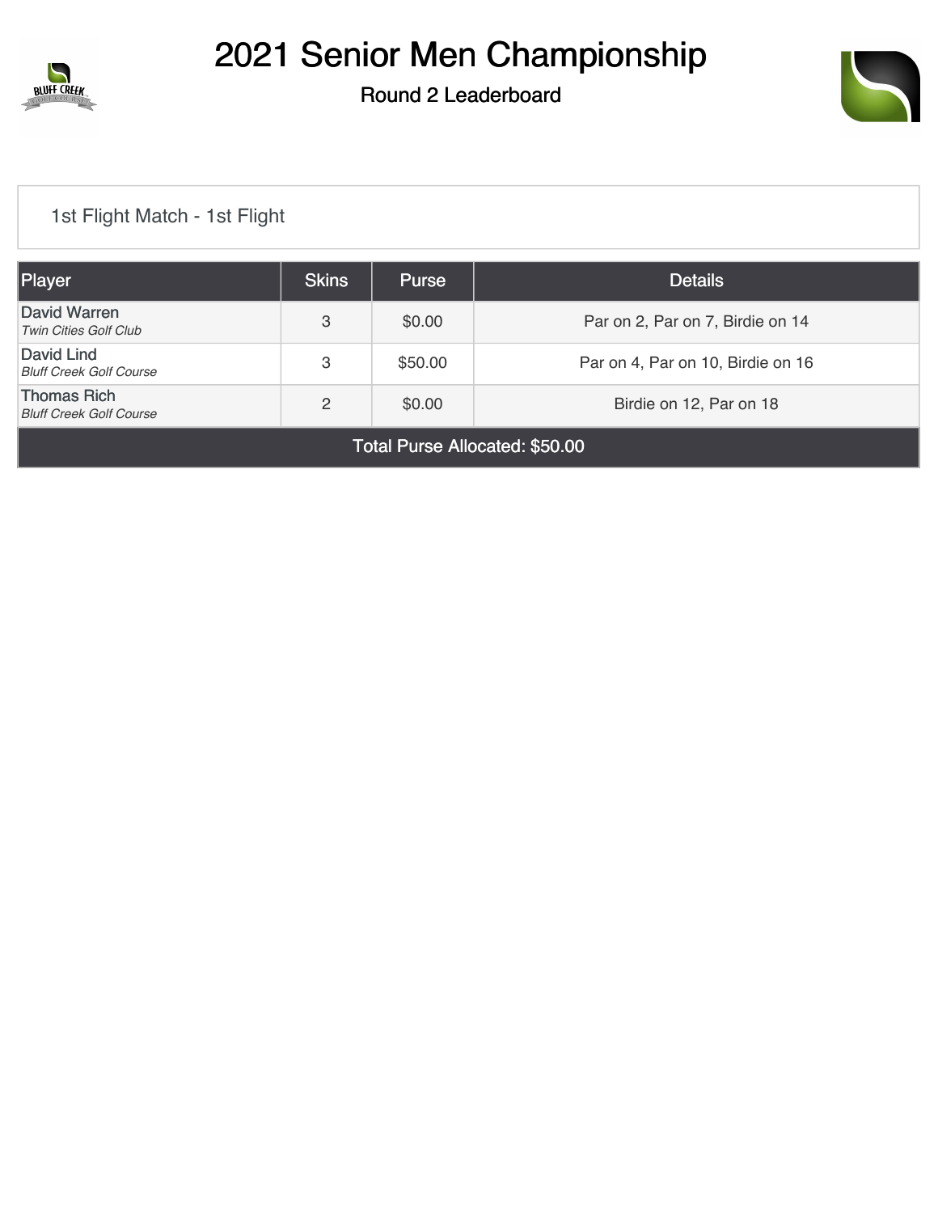# 2021 Senior Men Championship

## Round 2 Leaderboard

1st Flight Match - 1st Flight

| Player | Skins | Purse | Details |
| --- | --- | --- | --- |
| David Warren<br>*Twin Cities Golf Club* | 3 | $0.00 | Par on 2, Par on 7, Birdie on 14 |
| David Lind<br>*Bluff Creek Golf Course* | 3 | $50.00 | Par on 4, Par on 10, Birdie on 16 |
| Thomas Rich<br>*Bluff Creek Golf Course* | 2 | $0.00 | Birdie on 12, Par on 18 |
| Total Purse Allocated: $50.00 | | | |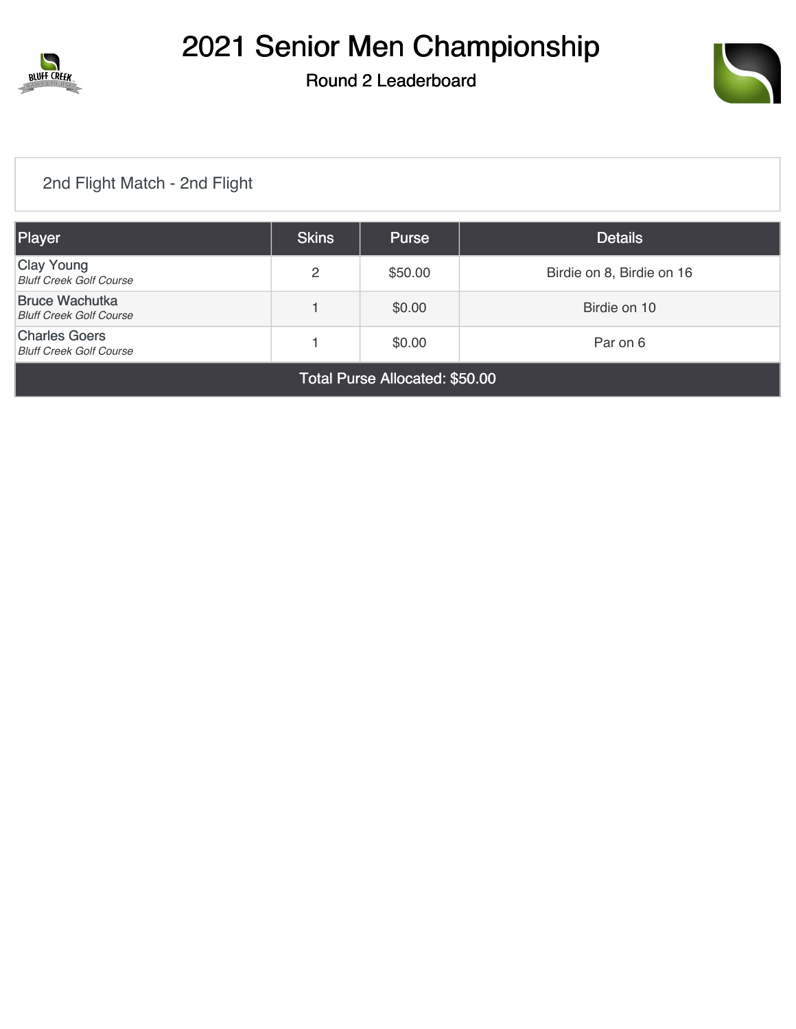# 2021 Senior Men Championship

## Round 2 Leaderboard

2nd Flight Match - 2nd Flight

| Player | Skins | Purse | Details |
| --- | --- | --- | --- |
| Clay Young *Bluff Creek Golf Course* | 2 | $50.00 | Birdie on 8, Birdie on 16 |
| Bruce Wachutka *Bluff Creek Golf Course* | 1 | $0.00 | Birdie on 10 |
| Charles Goers *Bluff Creek Golf Course* | 1 | $0.00 | Par on 6 |
| Total Purse Allocated: $50.00 | | | |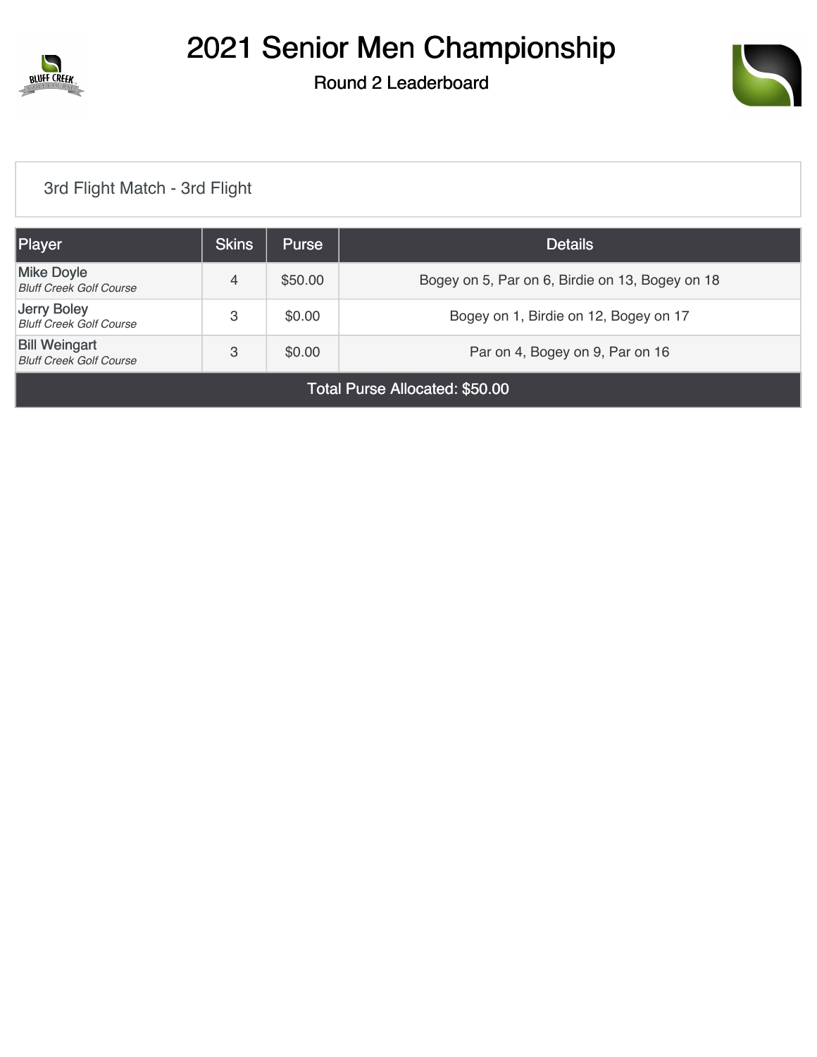# 2021 Senior Men Championship

## Round 2 Leaderboard

3rd Flight Match - 3rd Flight

| Player | Skins | Purse | Details |
| --- | --- | --- | --- |
| Mike Doyle *Bluff Creek Golf Course* | 4 | $50.00 | Bogey on 5, Par on 6, Birdie on 13, Bogey on 18 |
| Jerry Boley *Bluff Creek Golf Course* | 3 | $0.00 | Bogey on 1, Birdie on 12, Bogey on 17 |
| Bill Weingart *Bluff Creek Golf Course* | 3 | $0.00 | Par on 4, Bogey on 9, Par on 16 |
| Total Purse Allocated: $50.00 | | | |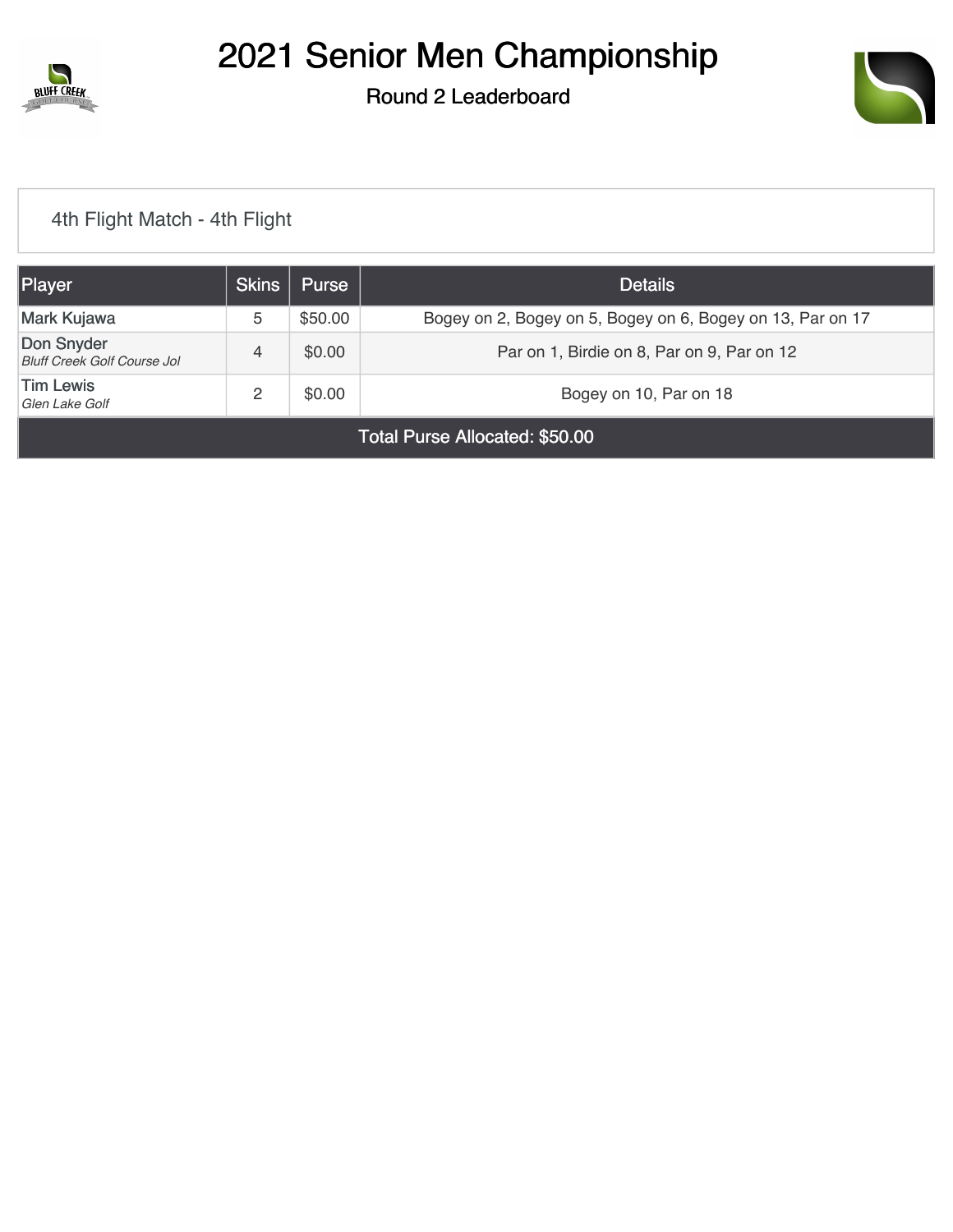# 2021 Senior Men Championship

## Round 2 Leaderboard

4th Flight Match - 4th Flight

| Player | Skins | Purse | Details |
|---|---|---|---|
| Mark Kujawa | 5 | $50.00 | Bogey on 2, Bogey on 5, Bogey on 6, Bogey on 13, Par on 17 |
| Don Snyder *Bluff Creek Golf Course Jol* | 4 | $0.00 | Par on 1, Birdie on 8, Par on 9, Par on 12 |
| Tim Lewis *Glen Lake Golf* | 2 | $0.00 | Bogey on 10, Par on 18 |
| Total Purse Allocated: $50.00 | | | |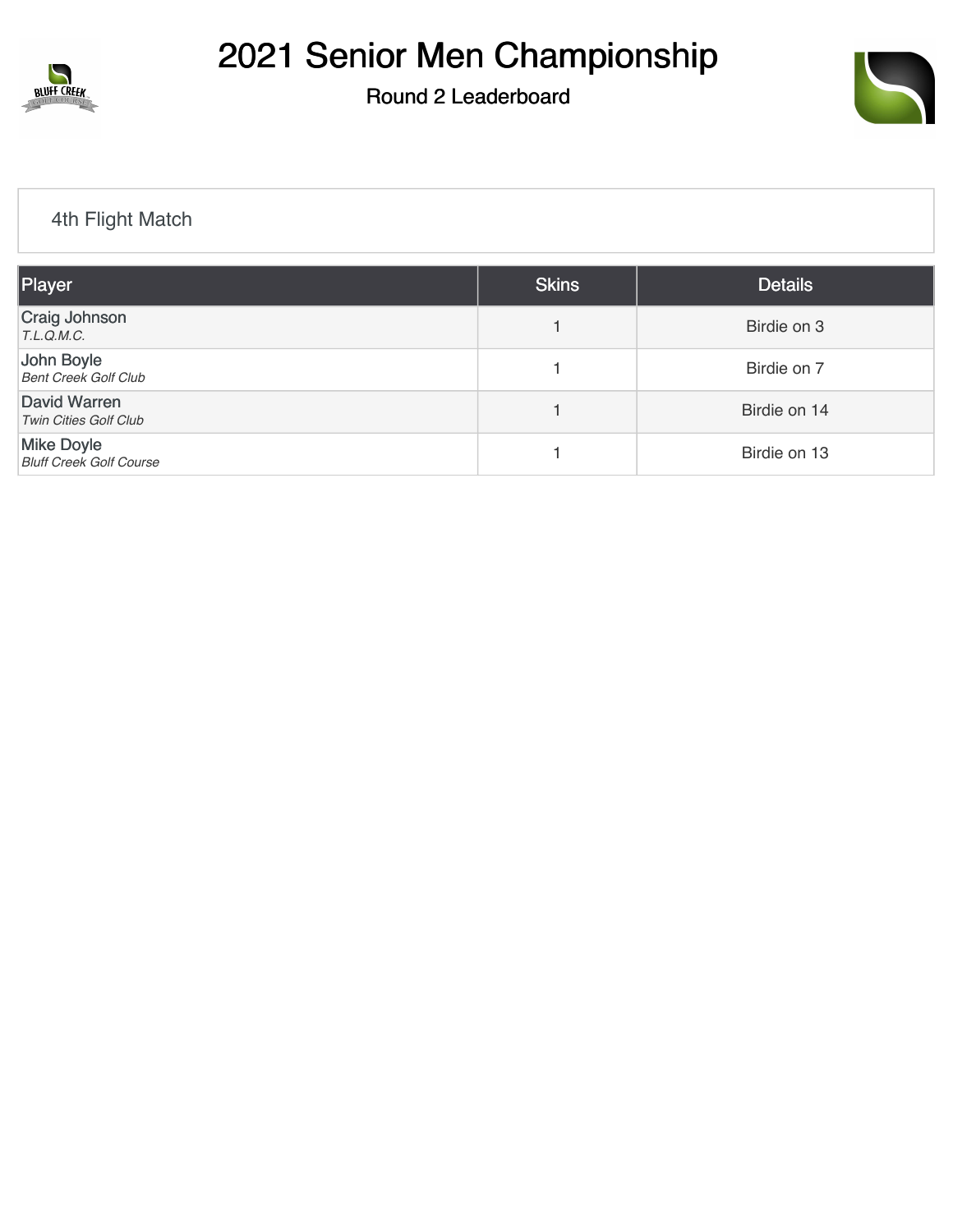# 2021 Senior Men Championship

Round 2 Leaderboard

## 4th Flight Match

| Player | Skins | Details |
|---|---|---|
| Craig Johnson<br>*T.L.Q.M.C.* | 1 | Birdie on 3 |
| John Boyle<br>*Bent Creek Golf Club* | 1 | Birdie on 7 |
| David Warren<br>*Twin Cities Golf Club* | 1 | Birdie on 14 |
| Mike Doyle<br>*Bluff Creek Golf Course* | 1 | Birdie on 13 |